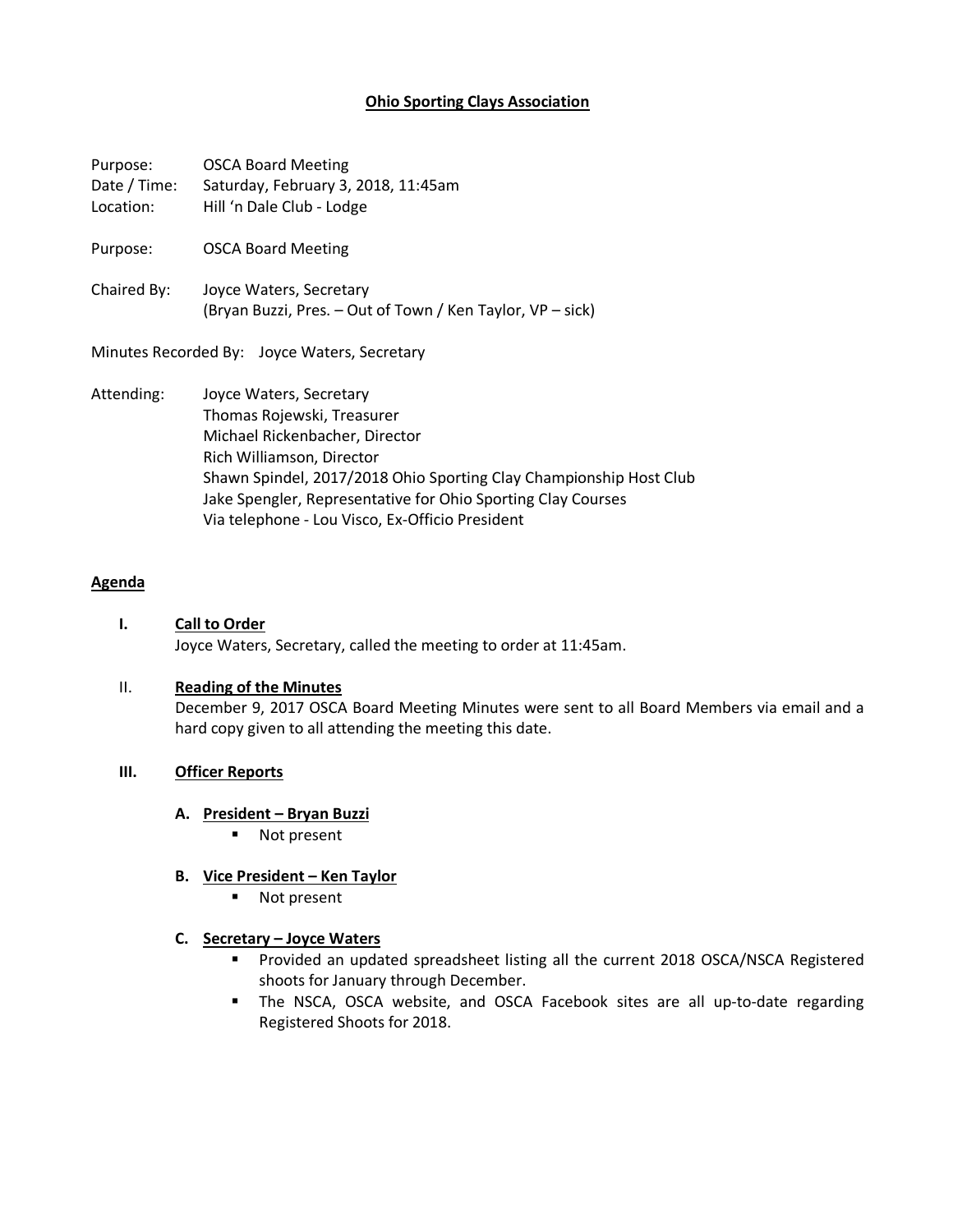# **Ohio Sporting Clays Association**

Purpose: OSCA Board Meeting
Date / Time: Saturday, February 3, 2018, 11:45am
Location: Hill 'n Dale Club - Lodge

Purpose: OSCA Board Meeting

Chaired By: Joyce Waters, Secretary
(Bryan Buzzi, Pres. – Out of Town / Ken Taylor, VP – sick)

Minutes Recorded By: Joyce Waters, Secretary

Attending: Joyce Waters, Secretary
Thomas Rojewski, Treasurer
Michael Rickenbacher, Director
Rich Williamson, Director
Shawn Spindel, 2017/2018 Ohio Sporting Clay Championship Host Club
Jake Spengler, Representative for Ohio Sporting Clay Courses
Via telephone - Lou Visco, Ex-Officio President

## **Agenda**

### **I. Call to Order**

Joyce Waters, Secretary, called the meeting to order at 11:45am.

### II. **Reading of the Minutes**

December 9, 2017 OSCA Board Meeting Minutes were sent to all Board Members via email and a hard copy given to all attending the meeting this date.

### **III. Officer Reports**

#### **A. President – Bryan Buzzi**

- Not present

#### **B. Vice President – Ken Taylor**

- Not present

#### **C. Secretary – Joyce Waters**

- Provided an updated spreadsheet listing all the current 2018 OSCA/NSCA Registered shoots for January through December.
- The NSCA, OSCA website, and OSCA Facebook sites are all up-to-date regarding Registered Shoots for 2018.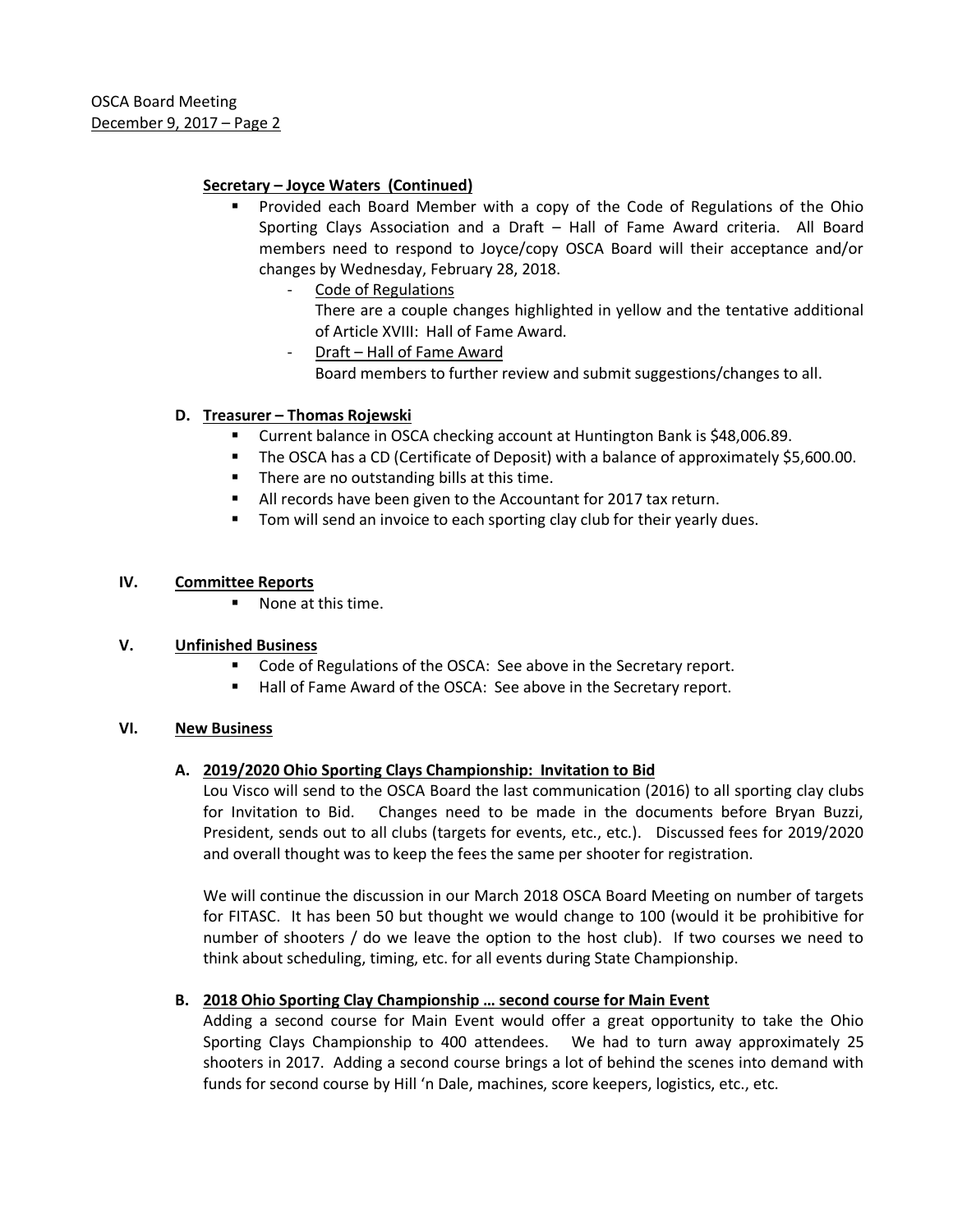**Secretary – Joyce Waters (Continued)**

- Provided each Board Member with a copy of the Code of Regulations of the Ohio Sporting Clays Association and a Draft – Hall of Fame Award criteria. All Board members need to respond to Joyce/copy OSCA Board will their acceptance and/or changes by Wednesday, February 28, 2018.
  - Code of Regulations
    There are a couple changes highlighted in yellow and the tentative additional of Article XVIII: Hall of Fame Award.
  - Draft – Hall of Fame Award
    Board members to further review and submit suggestions/changes to all.

**D. Treasurer – Thomas Rojewski**

- Current balance in OSCA checking account at Huntington Bank is $48,006.89.
- The OSCA has a CD (Certificate of Deposit) with a balance of approximately $5,600.00.
- There are no outstanding bills at this time.
- All records have been given to the Accountant for 2017 tax return.
- Tom will send an invoice to each sporting clay club for their yearly dues.

## IV. Committee Reports

- None at this time.

## V. Unfinished Business

- Code of Regulations of the OSCA: See above in the Secretary report.
- Hall of Fame Award of the OSCA: See above in the Secretary report.

## VI. New Business

**A. 2019/2020 Ohio Sporting Clays Championship: Invitation to Bid**

Lou Visco will send to the OSCA Board the last communication (2016) to all sporting clay clubs for Invitation to Bid. Changes need to be made in the documents before Bryan Buzzi, President, sends out to all clubs (targets for events, etc., etc.). Discussed fees for 2019/2020 and overall thought was to keep the fees the same per shooter for registration.

We will continue the discussion in our March 2018 OSCA Board Meeting on number of targets for FITASC. It has been 50 but thought we would change to 100 (would it be prohibitive for number of shooters / do we leave the option to the host club). If two courses we need to think about scheduling, timing, etc. for all events during State Championship.

**B. 2018 Ohio Sporting Clay Championship … second course for Main Event**

Adding a second course for Main Event would offer a great opportunity to take the Ohio Sporting Clays Championship to 400 attendees. We had to turn away approximately 25 shooters in 2017. Adding a second course brings a lot of behind the scenes into demand with funds for second course by Hill 'n Dale, machines, score keepers, logistics, etc., etc.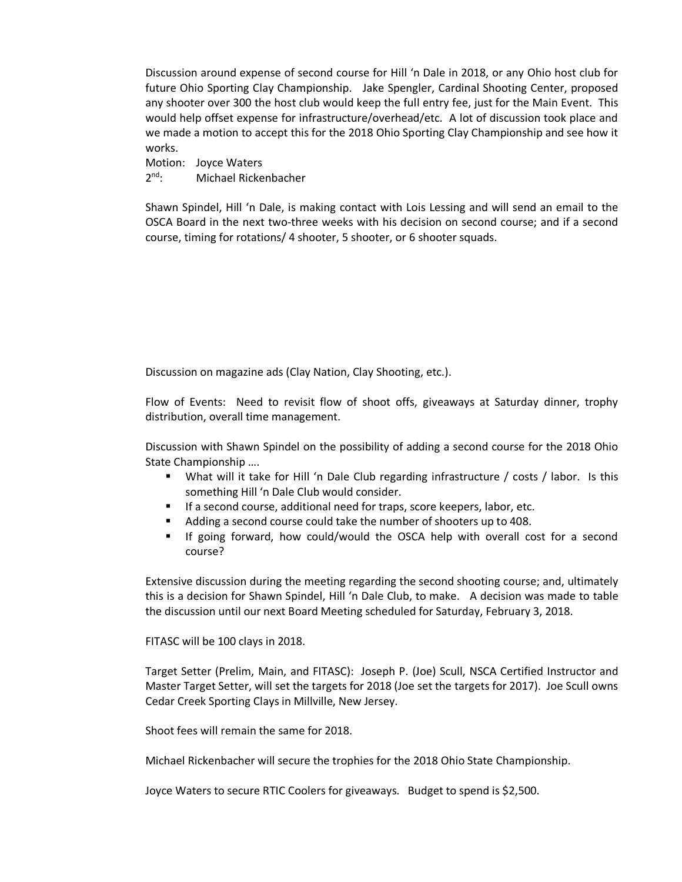Discussion around expense of second course for Hill 'n Dale in 2018, or any Ohio host club for future Ohio Sporting Clay Championship. Jake Spengler, Cardinal Shooting Center, proposed any shooter over 300 the host club would keep the full entry fee, just for the Main Event. This would help offset expense for infrastructure/overhead/etc. A lot of discussion took place and we made a motion to accept this for the 2018 Ohio Sporting Clay Championship and see how it works.

Motion: Joyce Waters
2nd: Michael Rickenbacher

Shawn Spindel, Hill 'n Dale, is making contact with Lois Lessing and will send an email to the OSCA Board in the next two-three weeks with his decision on second course; and if a second course, timing for rotations/ 4 shooter, 5 shooter, or 6 shooter squads.

Discussion on magazine ads (Clay Nation, Clay Shooting, etc.).

Flow of Events: Need to revisit flow of shoot offs, giveaways at Saturday dinner, trophy distribution, overall time management.

Discussion with Shawn Spindel on the possibility of adding a second course for the 2018 Ohio State Championship ….

- What will it take for Hill 'n Dale Club regarding infrastructure / costs / labor. Is this something Hill 'n Dale Club would consider.
- If a second course, additional need for traps, score keepers, labor, etc.
- Adding a second course could take the number of shooters up to 408.
- If going forward, how could/would the OSCA help with overall cost for a second course?

Extensive discussion during the meeting regarding the second shooting course; and, ultimately this is a decision for Shawn Spindel, Hill 'n Dale Club, to make. A decision was made to table the discussion until our next Board Meeting scheduled for Saturday, February 3, 2018.

FITASC will be 100 clays in 2018.

Target Setter (Prelim, Main, and FITASC): Joseph P. (Joe) Scull, NSCA Certified Instructor and Master Target Setter, will set the targets for 2018 (Joe set the targets for 2017). Joe Scull owns Cedar Creek Sporting Clays in Millville, New Jersey.

Shoot fees will remain the same for 2018.

Michael Rickenbacher will secure the trophies for the 2018 Ohio State Championship.

Joyce Waters to secure RTIC Coolers for giveaways. Budget to spend is $2,500.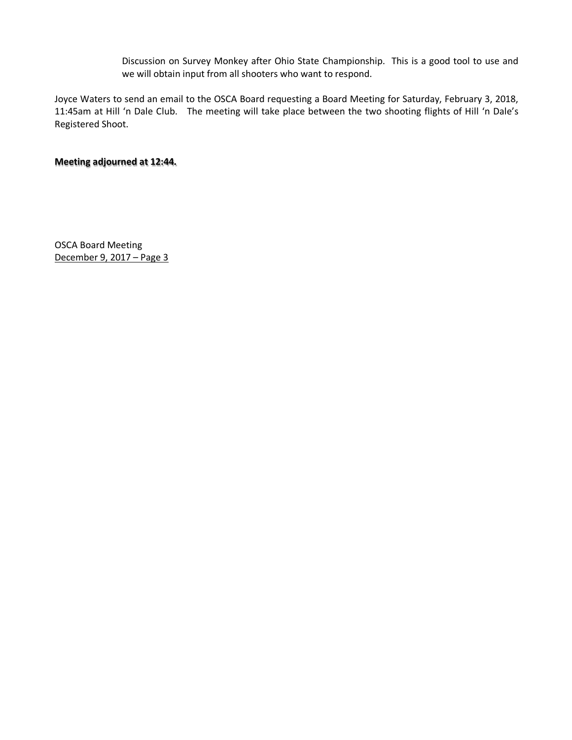Discussion on Survey Monkey after Ohio State Championship. This is a good tool to use and we will obtain input from all shooters who want to respond.

Joyce Waters to send an email to the OSCA Board requesting a Board Meeting for Saturday, February 3, 2018, 11:45am at Hill 'n Dale Club. The meeting will take place between the two shooting flights of Hill 'n Dale's Registered Shoot.

**Meeting adjourned at 12:44.**